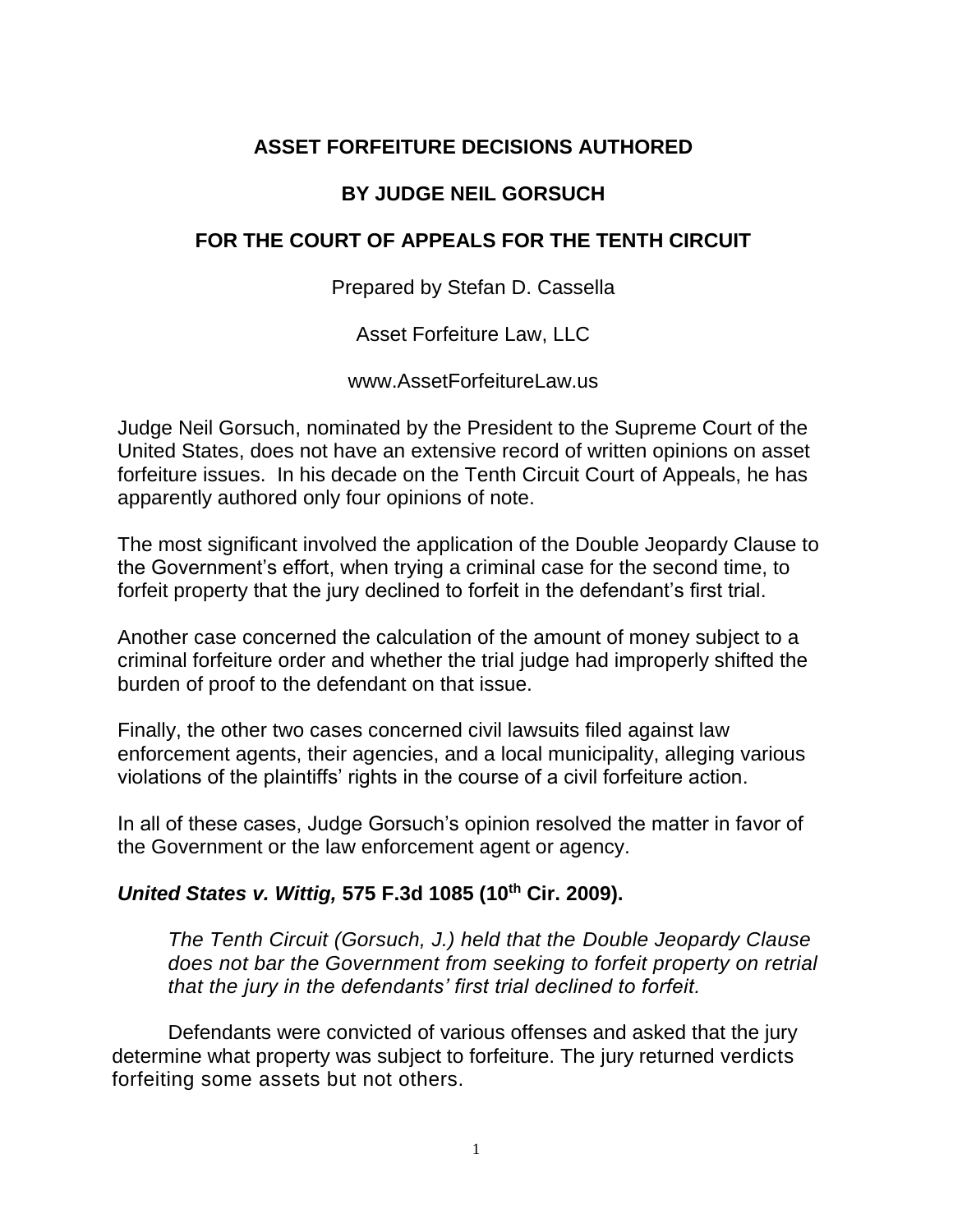# ASSET FORFEITURE DECISIONS AUTHORED

# BY JUDGE NEIL GORSUCH

# FOR THE COURT OF APPEALS FOR THE TENTH CIRCUIT

Prepared by Stefan D. Cassella

Asset Forfeiture Law, LLC

www.AssetForfeitureLaw.us

Judge Neil Gorsuch, nominated by the President to the Supreme Court of the United States, does not have an extensive record of written opinions on asset forfeiture issues. In his decade on the Tenth Circuit Court of Appeals, he has apparently authored only four opinions of note.

The most significant involved the application of the Double Jeopardy Clause to the Government's effort, when trying a criminal case for the second time, to forfeit property that the jury declined to forfeit in the defendant's first trial.

Another case concerned the calculation of the amount of money subject to a criminal forfeiture order and whether the trial judge had improperly shifted the burden of proof to the defendant on that issue.

Finally, the other two cases concerned civil lawsuits filed against law enforcement agents, their agencies, and a local municipality, alleging various violations of the plaintiffs' rights in the course of a civil forfeiture action.

In all of these cases, Judge Gorsuch's opinion resolved the matter in favor of the Government or the law enforcement agent or agency.

## ***United States v. Wittig,*** **575 F.3d 1085 (10th Cir. 2009).**

*The Tenth Circuit (Gorsuch, J.) held that the Double Jeopardy Clause does not bar the Government from seeking to forfeit property on retrial that the jury in the defendants' first trial declined to forfeit.*

Defendants were convicted of various offenses and asked that the jury determine what property was subject to forfeiture. The jury returned verdicts forfeiting some assets but not others.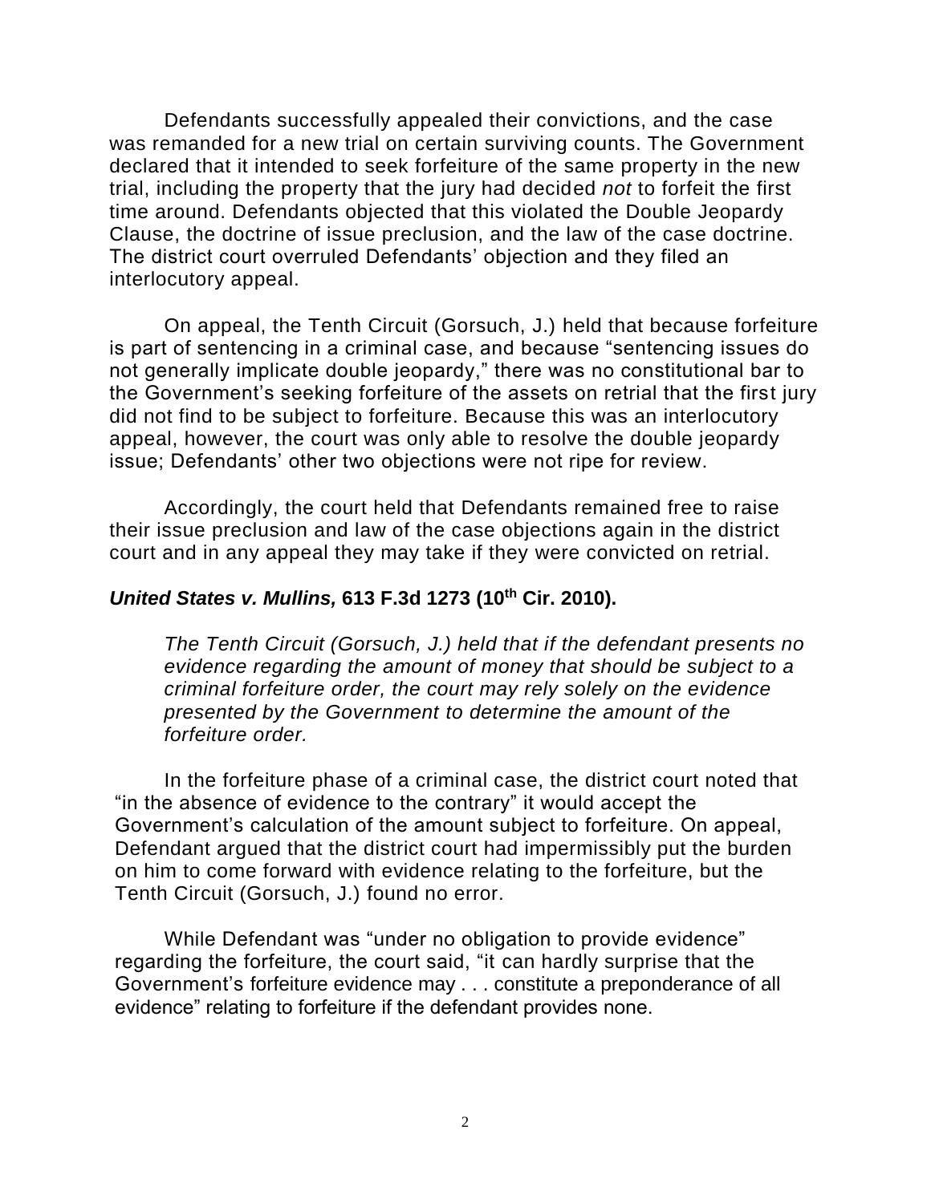Defendants successfully appealed their convictions, and the case was remanded for a new trial on certain surviving counts. The Government declared that it intended to seek forfeiture of the same property in the new trial, including the property that the jury had decided *not* to forfeit the first time around. Defendants objected that this violated the Double Jeopardy Clause, the doctrine of issue preclusion, and the law of the case doctrine. The district court overruled Defendants' objection and they filed an interlocutory appeal.

On appeal, the Tenth Circuit (Gorsuch, J.) held that because forfeiture is part of sentencing in a criminal case, and because "sentencing issues do not generally implicate double jeopardy," there was no constitutional bar to the Government's seeking forfeiture of the assets on retrial that the first jury did not find to be subject to forfeiture. Because this was an interlocutory appeal, however, the court was only able to resolve the double jeopardy issue; Defendants' other two objections were not ripe for review.

Accordingly, the court held that Defendants remained free to raise their issue preclusion and law of the case objections again in the district court and in any appeal they may take if they were convicted on retrial.

***United States v. Mullins,*** **613 F.3d 1273 (10th Cir. 2010).**

> *The Tenth Circuit (Gorsuch, J.) held that if the defendant presents no evidence regarding the amount of money that should be subject to a criminal forfeiture order, the court may rely solely on the evidence presented by the Government to determine the amount of the forfeiture order.*

In the forfeiture phase of a criminal case, the district court noted that "in the absence of evidence to the contrary" it would accept the Government's calculation of the amount subject to forfeiture. On appeal, Defendant argued that the district court had impermissibly put the burden on him to come forward with evidence relating to the forfeiture, but the Tenth Circuit (Gorsuch, J.) found no error.

While Defendant was "under no obligation to provide evidence" regarding the forfeiture, the court said, "it can hardly surprise that the Government's forfeiture evidence may . . . constitute a preponderance of all evidence" relating to forfeiture if the defendant provides none.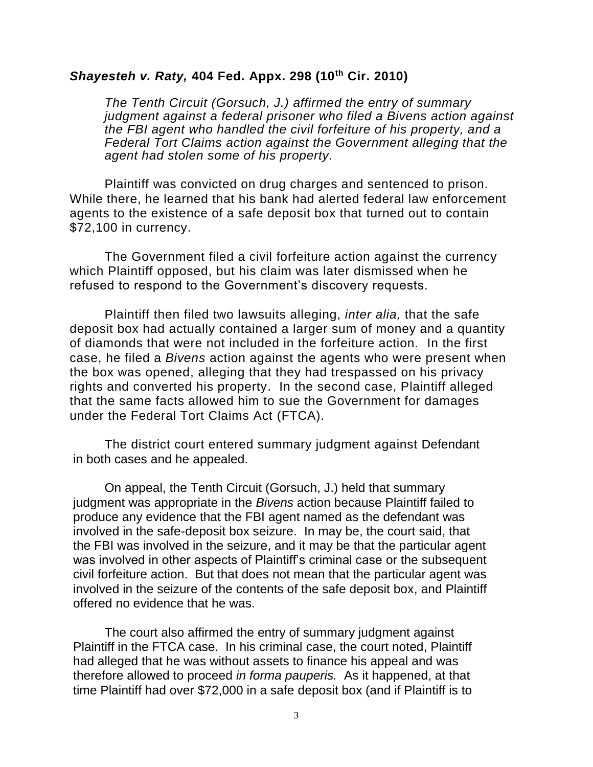***Shayesteh v. Raty,* 404 Fed. Appx. 298 (10th Cir. 2010)**

> *The Tenth Circuit (Gorsuch, J.) affirmed the entry of summary judgment against a federal prisoner who filed a Bivens action against the FBI agent who handled the civil forfeiture of his property, and a Federal Tort Claims action against the Government alleging that the agent had stolen some of his property.*

Plaintiff was convicted on drug charges and sentenced to prison. While there, he learned that his bank had alerted federal law enforcement agents to the existence of a safe deposit box that turned out to contain \$72,100 in currency.

The Government filed a civil forfeiture action against the currency which Plaintiff opposed, but his claim was later dismissed when he refused to respond to the Government's discovery requests.

Plaintiff then filed two lawsuits alleging, *inter alia,* that the safe deposit box had actually contained a larger sum of money and a quantity of diamonds that were not included in the forfeiture action. In the first case, he filed a *Bivens* action against the agents who were present when the box was opened, alleging that they had trespassed on his privacy rights and converted his property. In the second case, Plaintiff alleged that the same facts allowed him to sue the Government for damages under the Federal Tort Claims Act (FTCA).

The district court entered summary judgment against Defendant in both cases and he appealed.

On appeal, the Tenth Circuit (Gorsuch, J.) held that summary judgment was appropriate in the *Bivens* action because Plaintiff failed to produce any evidence that the FBI agent named as the defendant was involved in the safe-deposit box seizure. In may be, the court said, that the FBI was involved in the seizure, and it may be that the particular agent was involved in other aspects of Plaintiff's criminal case or the subsequent civil forfeiture action. But that does not mean that the particular agent was involved in the seizure of the contents of the safe deposit box, and Plaintiff offered no evidence that he was.

The court also affirmed the entry of summary judgment against Plaintiff in the FTCA case. In his criminal case, the court noted, Plaintiff had alleged that he was without assets to finance his appeal and was therefore allowed to proceed *in forma pauperis.* As it happened, at that time Plaintiff had over \$72,000 in a safe deposit box (and if Plaintiff is to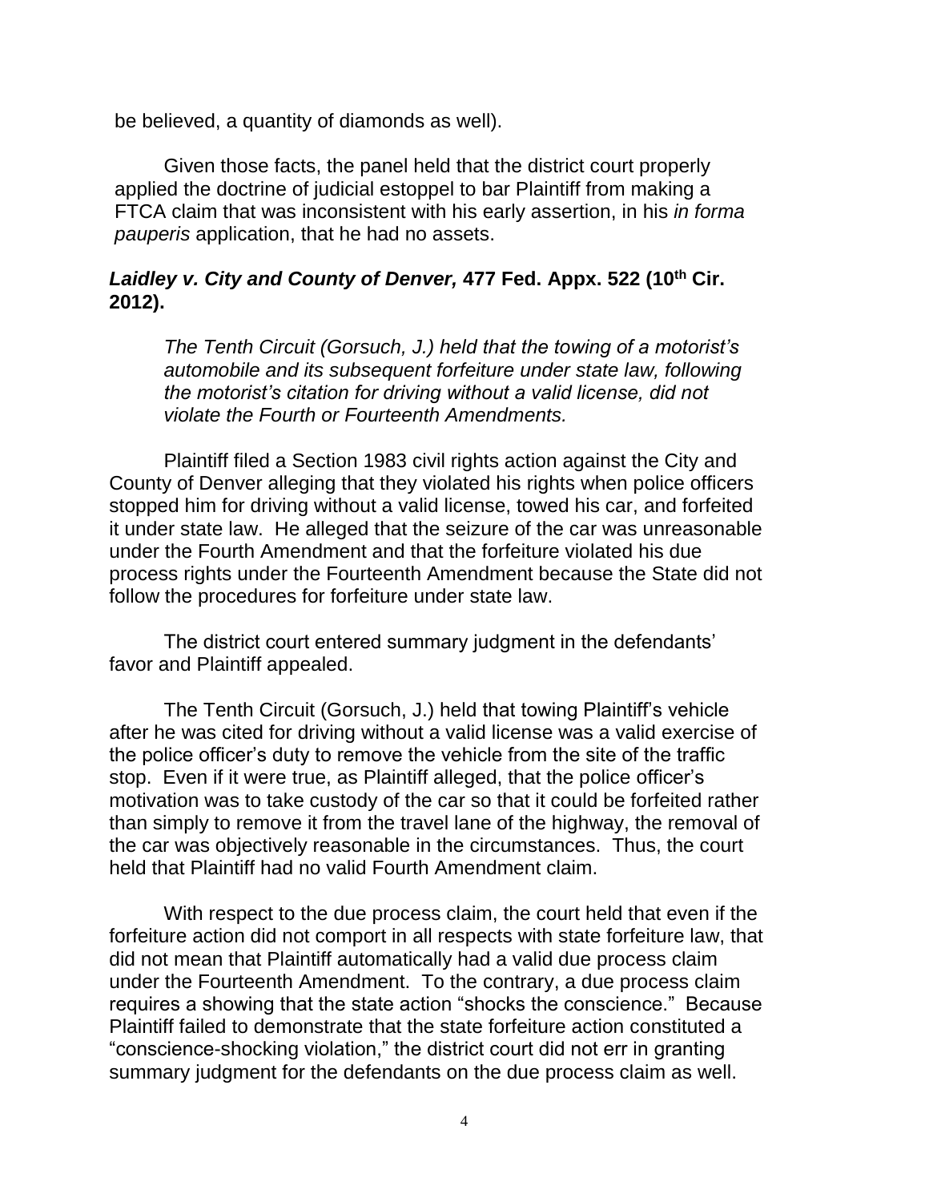be believed, a quantity of diamonds as well).

Given those facts, the panel held that the district court properly applied the doctrine of judicial estoppel to bar Plaintiff from making a FTCA claim that was inconsistent with his early assertion, in his *in forma pauperis* application, that he had no assets.

### ***Laidley v. City and County of Denver,* 477 Fed. Appx. 522 (10th Cir. 2012).**

*The Tenth Circuit (Gorsuch, J.) held that the towing of a motorist's automobile and its subsequent forfeiture under state law, following the motorist's citation for driving without a valid license, did not violate the Fourth or Fourteenth Amendments.*

Plaintiff filed a Section 1983 civil rights action against the City and County of Denver alleging that they violated his rights when police officers stopped him for driving without a valid license, towed his car, and forfeited it under state law. He alleged that the seizure of the car was unreasonable under the Fourth Amendment and that the forfeiture violated his due process rights under the Fourteenth Amendment because the State did not follow the procedures for forfeiture under state law.

The district court entered summary judgment in the defendants' favor and Plaintiff appealed.

The Tenth Circuit (Gorsuch, J.) held that towing Plaintiff's vehicle after he was cited for driving without a valid license was a valid exercise of the police officer's duty to remove the vehicle from the site of the traffic stop. Even if it were true, as Plaintiff alleged, that the police officer's motivation was to take custody of the car so that it could be forfeited rather than simply to remove it from the travel lane of the highway, the removal of the car was objectively reasonable in the circumstances. Thus, the court held that Plaintiff had no valid Fourth Amendment claim.

With respect to the due process claim, the court held that even if the forfeiture action did not comport in all respects with state forfeiture law, that did not mean that Plaintiff automatically had a valid due process claim under the Fourteenth Amendment. To the contrary, a due process claim requires a showing that the state action "shocks the conscience." Because Plaintiff failed to demonstrate that the state forfeiture action constituted a "conscience-shocking violation," the district court did not err in granting summary judgment for the defendants on the due process claim as well.